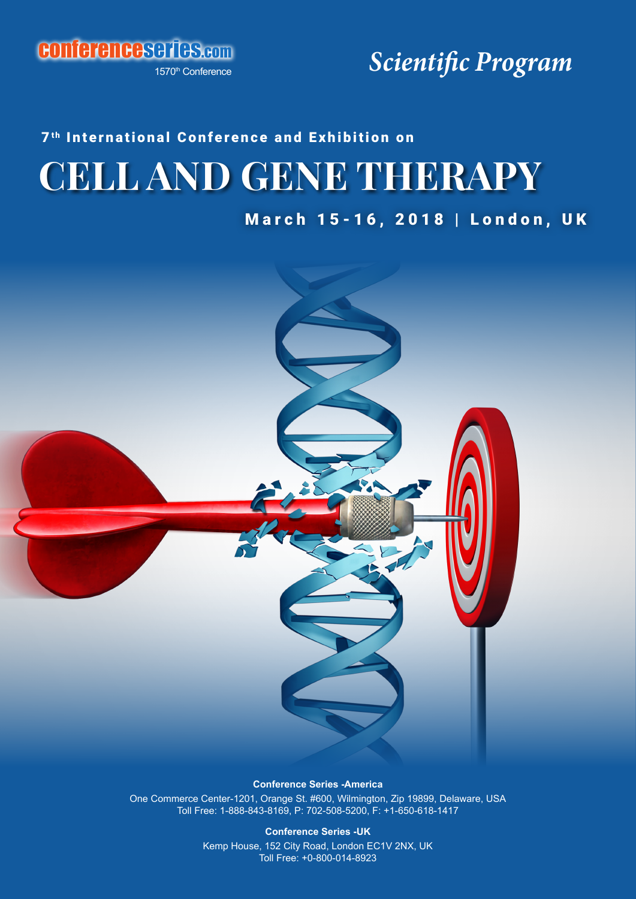conferenceseries.com

1570th Conference

*Scientific Program*

7th International Conference and Exhibition on

# CELL AND GENE THERAPY

**March 15-16, 2018 | London, UK**

**Conference Series -America**

One Commerce Center-1201, Orange St. #600, Wilmington, Zip 19899, Delaware, USA
Toll Free: 1-888-843-8169, P: 702-508-5200, F: +1-650-618-1417

**Conference Series -UK**

Kemp House, 152 City Road, London EC1V 2NX, UK
Toll Free: +0-800-014-8923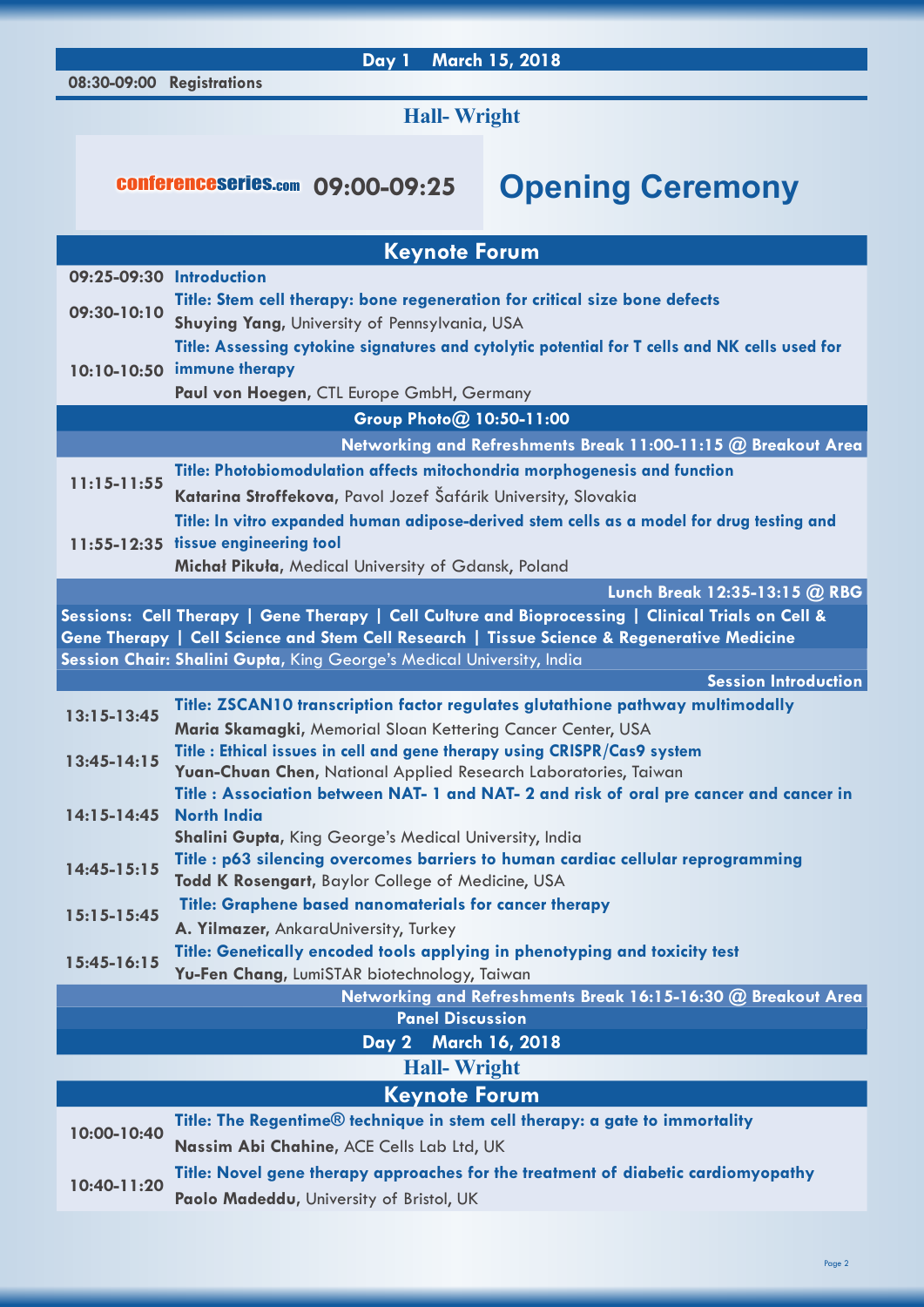## Day 1 March 15, 2018

**08:30-09:00 Registrations**

### Hall- Wright

conferenceseries.com **09:00-09:25** **Opening Ceremony**

### Keynote Forum

**09:25-09:30 Introduction**

**09:30-10:10**
**Title: Stem cell therapy: bone regeneration for critical size bone defects**
**Shuying Yang,** University of Pennsylvania, USA

**10:10-10:50**
**Title: Assessing cytokine signatures and cytolytic potential for T cells and NK cells used for immune therapy**
**Paul von Hoegen,** CTL Europe GmbH, Germany

**Group Photo@ 10:50-11:00**

**Networking and Refreshments Break 11:00-11:15 @ Breakout Area**

**11:15-11:55**
**Title: Photobiomodulation affects mitochondria morphogenesis and function**
**Katarina Stroffekova,** Pavol Jozef Šafárik University, Slovakia

**11:55-12:35**
**Title: In vitro expanded human adipose-derived stem cells as a model for drug testing and tissue engineering tool**
**Michał Pikuła,** Medical University of Gdansk, Poland

**Lunch Break 12:35-13:15 @ RBG**

**Sessions: Cell Therapy | Gene Therapy | Cell Culture and Bioprocessing | Clinical Trials on Cell & Gene Therapy | Cell Science and Stem Cell Research | Tissue Science & Regenerative Medicine**

**Session Chair: Shalini Gupta,** King George's Medical University, India

**Session Introduction**

**13:15-13:45**
**Title: ZSCAN10 transcription factor regulates glutathione pathway multimodally**
**Maria Skamagki,** Memorial Sloan Kettering Cancer Center, USA

**13:45-14:15**
**Title : Ethical issues in cell and gene therapy using CRISPR/Cas9 system**
**Yuan-Chuan Chen,** National Applied Research Laboratories, Taiwan

**14:15-14:45**
**Title : Association between NAT- 1 and NAT- 2 and risk of oral pre cancer and cancer in North India**
**Shalini Gupta,** King George's Medical University, India

**14:45-15:15**
**Title : p63 silencing overcomes barriers to human cardiac cellular reprogramming**
**Todd K Rosengart,** Baylor College of Medicine, USA

**15:15-15:45**
**Title: Graphene based nanomaterials for cancer therapy**
**A. Yilmazer,** AnkaraUniversity, Turkey

**15:45-16:15**
**Title: Genetically encoded tools applying in phenotyping and toxicity test**
**Yu-Fen Chang,** LumiSTAR biotechnology, Taiwan

**Networking and Refreshments Break 16:15-16:30 @ Breakout Area**

**Panel Discussion**

## Day 2 March 16, 2018

### Hall- Wright

### Keynote Forum

**10:00-10:40**
**Title: The Regentime® technique in stem cell therapy: a gate to immortality**
**Nassim Abi Chahine,** ACE Cells Lab Ltd, UK

**10:40-11:20**
**Title: Novel gene therapy approaches for the treatment of diabetic cardiomyopathy**
**Paolo Madeddu,** University of Bristol, UK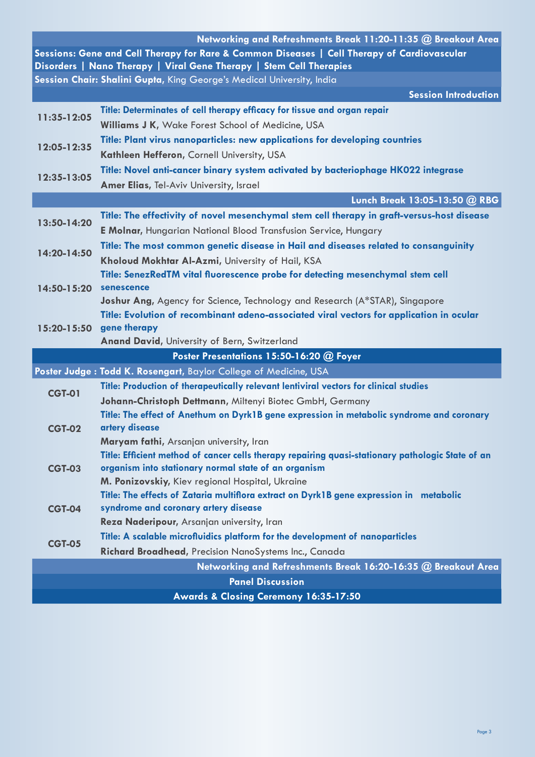**Networking and Refreshments Break 11:20-11:35 @ Breakout Area**

**Sessions: Gene and Cell Therapy for Rare & Common Diseases | Cell Therapy of Cardiovascular Disorders | Nano Therapy | Viral Gene Therapy | Stem Cell Therapies**

**Session Chair: Shalini Gupta,** King George's Medical University, India

**Session Introduction**

| | |
|---|---|
| 11:35-12:05 | **Title: Determinates of cell therapy efficacy for tissue and organ repair**<br>**Williams J K,** Wake Forest School of Medicine, USA |
| 12:05-12:35 | **Title: Plant virus nanoparticles: new applications for developing countries**<br>**Kathleen Hefferon,** Cornell University, USA |
| 12:35-13:05 | **Title: Novel anti-cancer binary system activated by bacteriophage HK022 integrase**<br>**Amer Elias,** Tel-Aviv University, Israel |

**Lunch Break 13:05-13:50 @ RBG**

| | |
|---|---|
| 13:50-14:20 | **Title: The effectivity of novel mesenchymal stem cell therapy in graft-versus-host disease**<br>**E Molnar,** Hungarian National Blood Transfusion Service, Hungary |
| 14:20-14:50 | **Title: The most common genetic disease in Hail and diseases related to consanguinity**<br>**Kholoud Mokhtar Al-Azmi,** University of Hail, KSA |
| 14:50-15:20 | **Title: SenezRedTM vital fluorescence probe for detecting mesenchymal stem cell senescence**<br>**Joshur Ang,** Agency for Science, Technology and Research (A*STAR), Singapore |
| 15:20-15:50 | **Title: Evolution of recombinant adeno-associated viral vectors for application in ocular gene therapy**<br>**Anand David,** University of Bern, Switzerland |

**Poster Presentations 15:50-16:20 @ Foyer**

**Poster Judge : Todd K. Rosengart,** Baylor College of Medicine, USA

| | |
|---|---|
| CGT-01 | **Title: Production of therapeutically relevant lentiviral vectors for clinical studies**<br>**Johann-Christoph Dettmann,** Miltenyi Biotec GmbH, Germany |
| CGT-02 | **Title: The effect of Anethum on Dyrk1B gene expression in metabolic syndrome and coronary artery disease**<br>**Maryam fathi,** Arsanjan university, Iran |
| CGT-03 | **Title: Efficient method of cancer cells therapy repairing quasi-stationary pathologic State of an organism into stationary normal state of an organism**<br>**M. Ponizovskiy,** Kiev regional Hospital, Ukraine |
| CGT-04 | **Title: The effects of Zataria multiflora extract on Dyrk1B gene expression in metabolic syndrome and coronary artery disease**<br>**Reza Naderipour,** Arsanjan university, Iran |
| CGT-05 | **Title: A scalable microfluidics platform for the development of nanoparticles**<br>**Richard Broadhead,** Precision NanoSystems Inc., Canada |

**Networking and Refreshments Break 16:20-16:35 @ Breakout Area**

**Panel Discussion**

**Awards & Closing Ceremony 16:35-17:50**